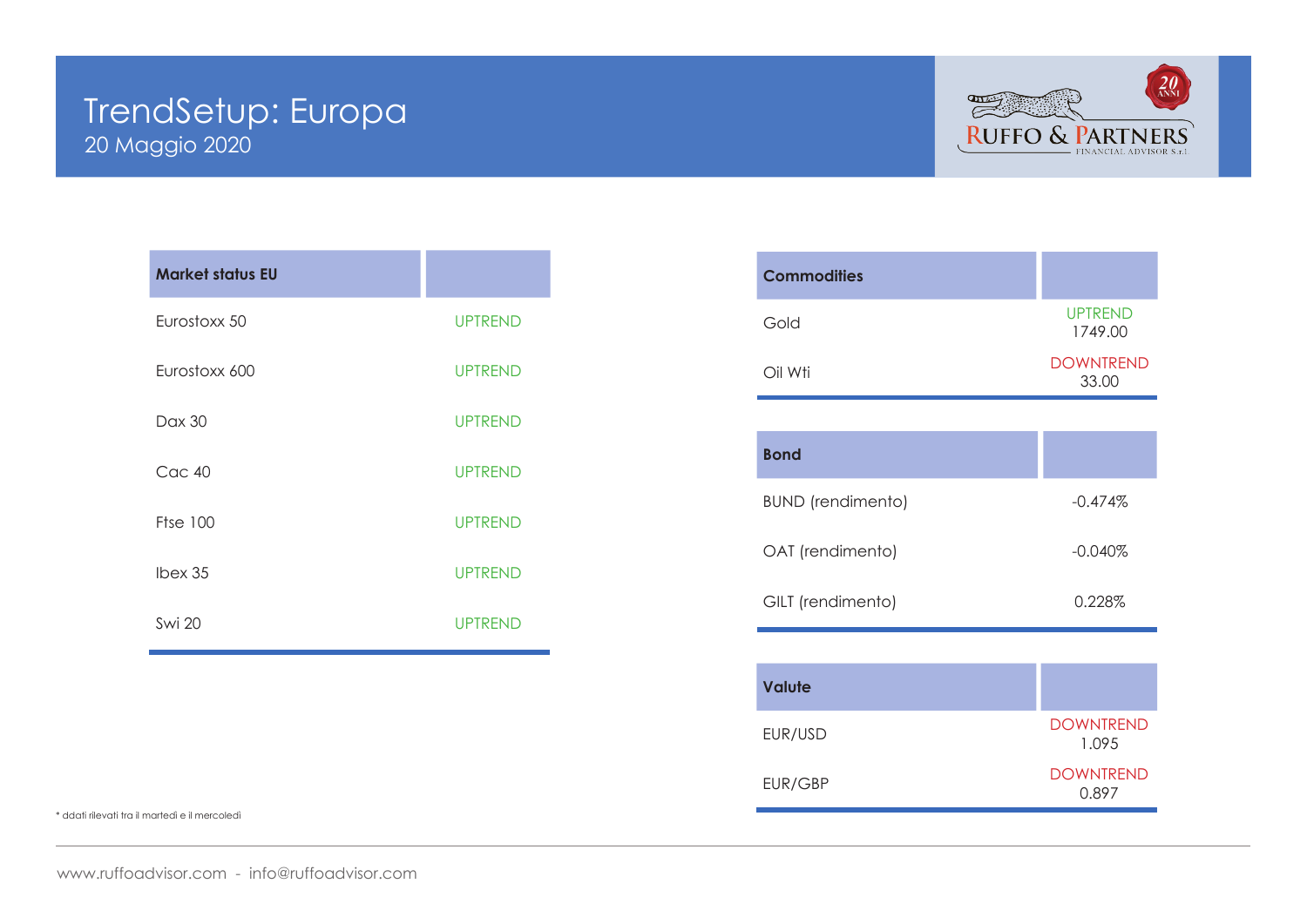# TrendSetup: Europa

20 Maggio 2020

| Market status EU | |
|---|---|
| Eurostoxx 50 | UPTREND |
| Eurostoxx 600 | UPTREND |
| Dax 30 | UPTREND |
| Cac 40 | UPTREND |
| Ftse 100 | UPTREND |
| Ibex 35 | UPTREND |
| Swi 20 | UPTREND |

| Commodities | |
|---|---|
| Gold | UPTREND 1749.00 |
| Oil Wti | DOWNTREND 33.00 |

| Bond | |
|---|---|
| BUND (rendimento) | -0.474% |
| OAT (rendimento) | -0.040% |
| GILT (rendimento) | 0.228% |

| Valute | |
|---|---|
| EUR/USD | DOWNTREND 1.095 |
| EUR/GBP | DOWNTREND 0.897 |

* ddati rilevati tra il martedì e il mercoledì

www.ruffoadvisor.com - info@ruffoadvisor.com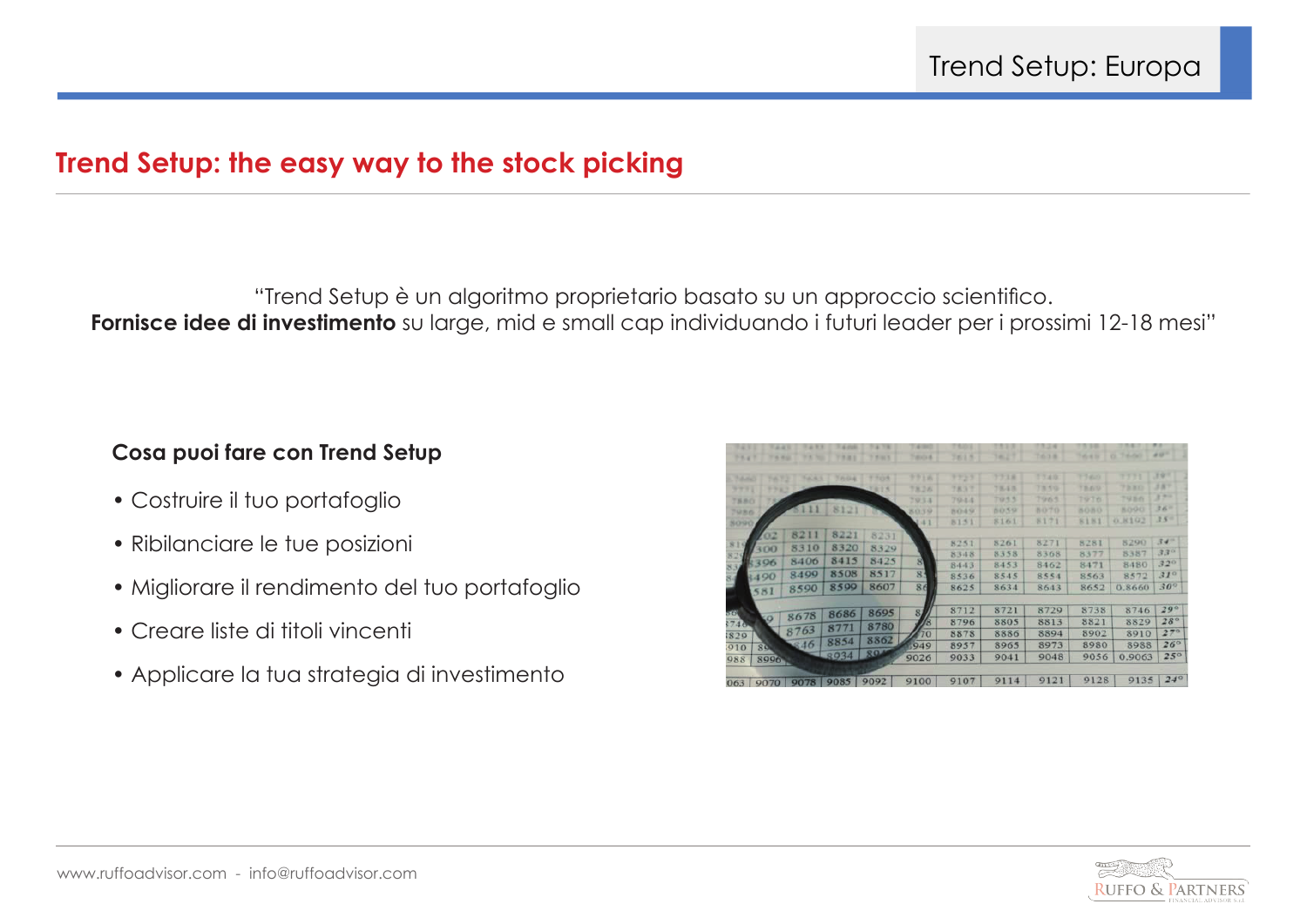## Trend Setup: the easy way to the stock picking

"Trend Setup è un algoritmo proprietario basato su un approccio scientifico.
**Fornisce idee di investimento** su large, mid e small cap individuando i futuri leader per i prossimi 12-18 mesi"

**Cosa puoi fare con Trend Setup**

- Costruire il tuo portafoglio
- Ribilanciare le tue posizioni
- Migliorare il rendimento del tuo portafoglio
- Creare liste di titoli vincenti
- Applicare la tua strategia di investimento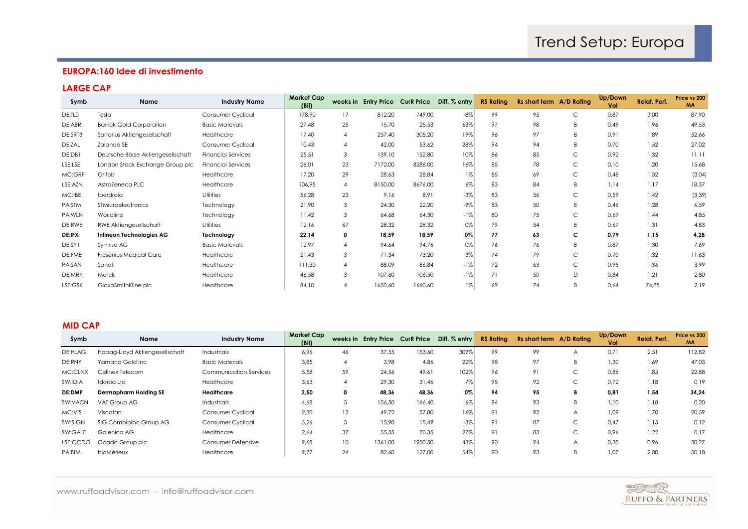# Trend Setup: Europa

## EUROPA:160 Idee di investimento

### LARGE CAP

| Symb | Name | Industry Name | Market Cap (Bil) | weeks in | Entry Price | CurR Price | Diff. % entry | RS Rating | Rs short term | A/D Rating | Up/Down Vol | Relat. Perf. | Price vs 200 MA |
|---|---|---|---|---|---|---|---|---|---|---|---|---|---|
| DE:TL0 | Tesla | Consumer Cyclical | 178,90 | 17 | 812,20 | 749,00 | -8% | 99 | 95 | C | 0,87 | 3,00 | 87,90 |
| DE:ABR | Barrick Gold Corporation | Basic Materials | 27,48 | 25 | 15,70 | 25,53 | 63% | 97 | 98 | B | 0,49 | 1,96 | 49,53 |
| DE:SRT3 | Sartorius Aktiengesellschaft | Healthcare | 17,40 | 4 | 257,40 | 305,20 | 19% | 96 | 97 | B | 0,91 | 1,89 | 52,66 |
| DE:ZAL | Zalando SE | Consumer Cyclical | 10,43 | 4 | 42,00 | 53,62 | 28% | 94 | 94 | B | 0,70 | 1,52 | 27,02 |
| DE:DB1 | Deutsche Börse Aktiengesellschaft | Financial Services | 25,51 | 3 | 139,10 | 152,80 | 10% | 86 | 85 | C | 0,92 | 1,32 | 11,11 |
| LSE:LSE | London Stock Exchange Group plc | Financial Services | 26,01 | 23 | 7172,00 | 8286,00 | 16% | 85 | 78 | C | 0,10 | 1,20 | 15,68 |
| MC:GRF | Grifols | Healthcare | 17,20 | 29 | 28,63 | 28,84 | 1% | 85 | 69 | C | 0,48 | 1,32 | (3,04) |
| LSE:AZN | AstraZeneca PLC | Healthcare | 106,95 | 4 | 8150,00 | 8676,00 | 6% | 83 | 84 | B | 1,14 | 1,17 | 18,37 |
| MC:IBE | Iberdrola | Utilities | 56,28 | 23 | 9,16 | 8,91 | -3% | 83 | 56 | C | 0,59 | 1,42 | (3,39) |
| PA:STM | STMicroelectronics | Technology | 21,90 | 3 | 24,30 | 22,20 | -9% | 83 | 50 | E | 0,46 | 1,28 | 6,59 |
| PA:WLN | Worldline | Technology | 11,42 | 3 | 64,68 | 64,30 | -1% | 80 | 75 | C | 0,69 | 1,44 | 4,85 |
| DE:RWE | RWE Aktiengesellschaft | Utilities | 12,16 | 67 | 28,32 | 28,32 | 0% | 79 | 54 | E | 0,67 | 1,31 | 4,83 |
| **DE:IFX** | **Infineon Technologies AG** | **Technology** | **22,14** | **0** | **18,59** | **18,59** | **0%** | **77** | **63** | **C** | **0,79** | **1,15** | **4,28** |
| DE:SY1 | Symrise AG | Basic Materials | 12,97 | 4 | 94,64 | 94,76 | 0% | 76 | 76 | B | 0,87 | 1,30 | 7,69 |
| DE:FME | Fresenius Medical Care | Healthcare | 21,43 | 3 | 71,34 | 73,20 | 3% | 74 | 79 | C | 0,70 | 1,32 | 11,63 |
| PA:SAN | Sanofi | Healthcare | 111,30 | 4 | 88,09 | 86,84 | -1% | 72 | 63 | C | 0,95 | 1,36 | 3,99 |
| DE:MRK | Merck | Healthcare | 46,58 | 3 | 107,60 | 106,50 | -1% | 71 | 50 | D | 0,84 | 1,21 | 2,80 |
| LSE:GSK | GlaxoSmithKline plc | Healthcare | 84,10 | 4 | 1650,60 | 1660,60 | 1% | 69 | 74 | B | 0,64 | 74,85 | 2,19 |

### MID CAP

| Symb | Name | Industry Name | Market Cap (Bil) | weeks in | Entry Price | CurR Price | Diff. % entry | RS Rating | Rs short term | A/D Rating | Up/Down Vol | Relat. Perf. | Price vs 200 MA |
|---|---|---|---|---|---|---|---|---|---|---|---|---|---|
| DE:HLAG | Hapag-Lloyd Aktiengesellschaft | Industrials | 6,96 | 46 | 37,55 | 153,60 | 309% | 99 | 99 | A | 0,71 | 2,51 | 112,82 |
| DE:RNY | Yamana Gold Inc | Basic Materials | 3,85 | 4 | 3,98 | 4,86 | 22% | 98 | 97 | B | 1,30 | 1,69 | 47,03 |
| MC:CLNX | Cellnex Telecom | Communication Services | 5,58 | 59 | 24,56 | 49,61 | 102% | 96 | 91 | C | 0,86 | 1,85 | 22,88 |
| SW:IDIA | Idorsia Ltd | Healthcare | 3,63 | 4 | 29,30 | 31,46 | 7% | 95 | 92 | C | 0,72 | 1,18 | 0,19 |
| **DE:DMP** | **Dermapharm Holding SE** | **Healthcare** | **2,50** | **0** | **48,36** | **48,36** | **0%** | **94** | **95** | **B** | **0,81** | **1,54** | **34,24** |
| SW:VACN | VAT Group AG | Industrials | 4,68 | 5 | 156,50 | 166,40 | 6% | 94 | 93 | B | 1,10 | 1,18 | 0,20 |
| MC:VIS | Viscofan | Consumer Cyclical | 2,30 | 12 | 49,72 | 57,80 | 16% | 91 | 92 | A | 1,09 | 1,70 | 20,59 |
| SW:SIGN | SIG Combibloc Group AG | Consumer Cyclical | 5,26 | 5 | 15,90 | 15,49 | -3% | 91 | 87 | C | 0,47 | 1,15 | 0,12 |
| SW:GALE | Galenica AG | Healthcare | 2,64 | 37 | 55,35 | 70,35 | 27% | 91 | 83 | C | 0,96 | 1,22 | 0,17 |
| LSE:OCDO | Ocado Group plc | Consumer Defensive | 9,68 | 10 | 1361,00 | 1950,50 | 43% | 90 | 94 | A | 0,35 | 0,96 | 50,27 |
| PA:BIM | bioMérieux | Healthcare | 9,77 | 24 | 82,60 | 127,00 | 54% | 90 | 93 | B | 1,07 | 2,00 | 50,18 |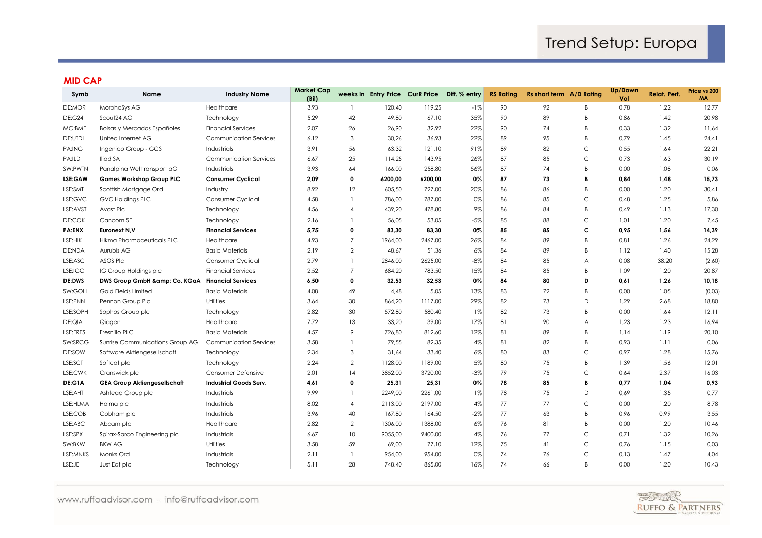# Trend Setup: Europa

## MID CAP

| Symb | Name | Industry Name | Market Cap (Bil) | weeks in | Entry Price | CurR Price | Diff. % entry | RS Rating | Rs short term | A/D Rating | Up/Down Vol | Relat. Perf. | Price vs 200 MA |
|---|---|---|---|---|---|---|---|---|---|---|---|---|---|
| DE:MOR | MorphoSys AG | Healthcare | 3,93 | 1 | 120,40 | 119,25 | -1% | 90 | 92 | B | 0,78 | 1,22 | 12,77 |
| DE:G24 | Scout24 AG | Technology | 5,29 | 42 | 49,80 | 67,10 | 35% | 90 | 89 | B | 0,86 | 1,42 | 20,98 |
| MC:BME | Bolsas y Mercados Españoles | Financial Services | 2,07 | 26 | 26,90 | 32,92 | 22% | 90 | 74 | B | 0,33 | 1,32 | 11,64 |
| DE:UTDI | United Internet AG | Communication Services | 6,12 | 3 | 30,26 | 36,93 | 22% | 89 | 95 | B | 0,79 | 1,45 | 24,41 |
| PA:ING | Ingenico Group - GCS | Industrials | 3,91 | 56 | 63,32 | 121,10 | 91% | 89 | 82 | C | 0,55 | 1,64 | 22,21 |
| PA:ILD | Iliad SA | Communication Services | 6,67 | 25 | 114,25 | 143,95 | 26% | 87 | 85 | C | 0,73 | 1,63 | 30,19 |
| SW:PWTN | Panalpina Welttransport aG | Industrials | 3,93 | 64 | 166,00 | 258,80 | 56% | 87 | 74 | B | 0,00 | 1,08 | 0,06 |
| **LSE:GAW** | **Games Workshop Group PLC** | **Consumer Cyclical** | **2,09** | **0** | **6200,00** | **6200,00** | **0%** | **87** | **73** | **B** | **0,84** | **1,48** | **15,73** |
| LSE:SMT | Scottish Mortgage Ord | Industry | 8,92 | 12 | 605,50 | 727,00 | 20% | 86 | 86 | B | 0,00 | 1,20 | 30,41 |
| LSE:GVC | GVC Holdings PLC | Consumer Cyclical | 4,58 | 1 | 786,00 | 787,00 | 0% | 86 | 85 | C | 0,48 | 1,25 | 5,86 |
| LSE:AVST | Avast Plc | Technology | 4,56 | 4 | 439,20 | 478,80 | 9% | 86 | 84 | B | 0,49 | 1,13 | 17,30 |
| DE:COK | Cancom SE | Technology | 2,16 | 1 | 56,05 | 53,05 | -5% | 85 | 88 | C | 1,01 | 1,20 | 7,45 |
| **PA:ENX** | **Euronext N.V** | **Financial Services** | **5,75** | **0** | **83,30** | **83,30** | **0%** | **85** | **85** | **C** | **0,95** | **1,56** | **14,39** |
| LSE:HIK | Hikma Pharmaceuticals PLC | Healthcare | 4,93 | 7 | 1964,00 | 2467,00 | 26% | 84 | 89 | B | 0,81 | 1,26 | 24,29 |
| DE:NDA | Aurubis AG | Basic Materials | 2,19 | 2 | 48,67 | 51,36 | 6% | 84 | 89 | B | 1,12 | 1,40 | 15,28 |
| LSE:ASC | ASOS Plc | Consumer Cyclical | 2,79 | 1 | 2846,00 | 2625,00 | -8% | 84 | 85 | A | 0,08 | 38,20 | (2,60) |
| LSE:IGG | IG Group Holdings plc | Financial Services | 2,52 | 7 | 684,20 | 783,50 | 15% | 84 | 85 | B | 1,09 | 1,20 | 20,87 |
| **DE:DWS** | **DWS Group GmbH &amp; Co. KGaA** | **Financial Services** | **6,50** | **0** | **32,53** | **32,53** | **0%** | **84** | **80** | **D** | **0,61** | **1,26** | **10,18** |
| SW:GOLI | Gold Fields Limited | Basic Materials | 4,08 | 49 | 4,48 | 5,05 | 13% | 83 | 72 | B | 0,00 | 1,05 | (0,03) |
| LSE:PNN | Pennon Group Plc | Utilities | 3,64 | 30 | 864,20 | 1117,00 | 29% | 82 | 73 | D | 1,29 | 2,68 | 18,80 |
| LSE:SOPH | Sophos Group plc | Technology | 2,82 | 30 | 572,80 | 580,40 | 1% | 82 | 73 | B | 0,00 | 1,64 | 12,11 |
| DE:QIA | Qiagen | Healthcare | 7,72 | 13 | 33,20 | 39,00 | 17% | 81 | 90 | A | 1,23 | 1,23 | 16,94 |
| LSE:FRES | Fresnillo PLC | Basic Materials | 4,57 | 9 | 726,80 | 812,60 | 12% | 81 | 89 | B | 1,14 | 1,19 | 20,10 |
| SW:SRCG | Sunrise Communications Group AG | Communication Services | 3,58 | 1 | 79,55 | 82,35 | 4% | 81 | 82 | B | 0,93 | 1,11 | 0,06 |
| DE:SOW | Software Aktiengesellschaft | Technology | 2,34 | 3 | 31,64 | 33,40 | 6% | 80 | 83 | C | 0,97 | 1,28 | 15,76 |
| LSE:SCT | Softcat plc | Technology | 2,24 | 2 | 1128,00 | 1189,00 | 5% | 80 | 75 | B | 1,39 | 1,56 | 12,01 |
| LSE:CWK | Cranswick plc | Consumer Defensive | 2,01 | 14 | 3852,00 | 3720,00 | -3% | 79 | 75 | C | 0,64 | 2,37 | 16,03 |
| **DE:G1A** | **GEA Group Aktiengesellschaft** | **Industrial Goods Serv.** | **4,61** | **0** | **25,31** | **25,31** | **0%** | **78** | **85** | **B** | **0,77** | **1,04** | **0,93** |
| LSE:AHT | Ashtead Group plc | Industrials | 9,99 | 1 | 2249,00 | 2261,00 | 1% | 78 | 75 | D | 0,69 | 1,35 | 0,77 |
| LSE:HLMA | Halma plc | Industrials | 8,02 | 4 | 2113,00 | 2197,00 | 4% | 77 | 77 | C | 0,00 | 1,20 | 8,78 |
| LSE:COB | Cobham plc | Industrials | 3,96 | 40 | 167,80 | 164,50 | -2% | 77 | 63 | B | 0,96 | 0,99 | 3,55 |
| LSE:ABC | Abcam plc | Healthcare | 2,82 | 2 | 1306,00 | 1388,00 | 6% | 76 | 81 | B | 0,00 | 1,20 | 10,46 |
| LSE:SPX | Spirax-Sarco Engineering plc | Industrials | 6,67 | 10 | 9055,00 | 9400,00 | 4% | 76 | 77 | C | 0,71 | 1,32 | 10,26 |
| SW:BKW | BKW AG | Utilities | 3,58 | 59 | 69,00 | 77,10 | 12% | 75 | 41 | C | 0,76 | 1,15 | 0,03 |
| LSE:MNKS | Monks Ord | Industrials | 2,11 | 1 | 954,00 | 954,00 | 0% | 74 | 76 | C | 0,13 | 1,47 | 4,04 |
| LSE:JE | Just Eat plc | Technology | 5,11 | 28 | 748,40 | 865,00 | 16% | 74 | 66 | B | 0,00 | 1,20 | 10,43 |

www.ruffoadvisor.com - info@ruffoadvisor.com

RUFFO & PARTNERS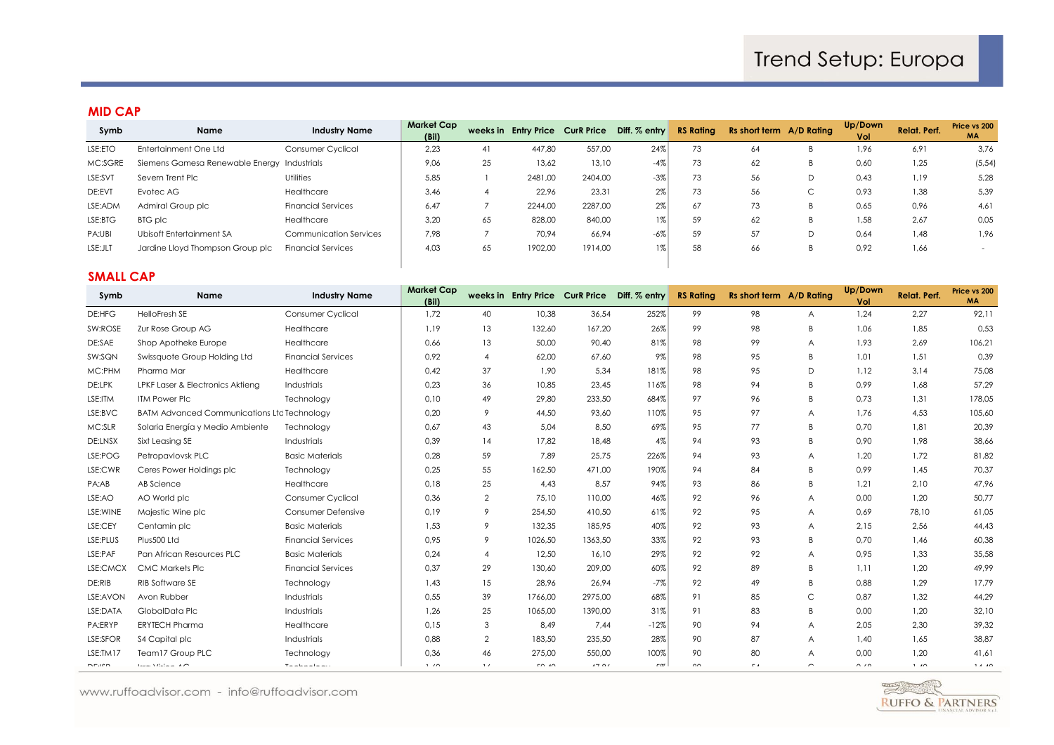# Trend Setup: Europa

## MID CAP

| Symb | Name | Industry Name | Market Cap (Bil) | weeks in | Entry Price | CurR Price | Diff. % entry | RS Rating | Rs short term | A/D Rating | Up/Down Vol | Relat. Perf. | Price vs 200 MA |
|---|---|---|---|---|---|---|---|---|---|---|---|---|---|
| LSE:ETO | Entertainment One Ltd | Consumer Cyclical | 2,23 | 41 | 447,80 | 557,00 | 24% | 73 | 64 | B | 1,96 | 6,91 | 3,76 |
| MC:SGRE | Siemens Gamesa Renewable Energy | Industrials | 9,06 | 25 | 13,62 | 13,10 | -4% | 73 | 62 | B | 0,60 | 1,25 | (5,54) |
| LSE:SVT | Severn Trent Plc | Utilities | 5,85 | 1 | 2481,00 | 2404,00 | -3% | 73 | 56 | D | 0,43 | 1,19 | 5,28 |
| DE:EVT | Evotec AG | Healthcare | 3,46 | 4 | 22,96 | 23,31 | 2% | 73 | 56 | C | 0,93 | 1,38 | 5,39 |
| LSE:ADM | Admiral Group plc | Financial Services | 6,47 | 7 | 2244,00 | 2287,00 | 2% | 67 | 73 | B | 0,65 | 0,96 | 4,61 |
| LSE:BTG | BTG plc | Healthcare | 3,20 | 65 | 828,00 | 840,00 | 1% | 59 | 62 | B | 1,58 | 2,67 | 0,05 |
| PA:UBI | Ubisoft Entertainment SA | Communication Services | 7,98 | 7 | 70,94 | 66,94 | -6% | 59 | 57 | D | 0,64 | 1,48 | 1,96 |
| LSE:JLT | Jardine Lloyd Thompson Group plc | Financial Services | 4,03 | 65 | 1902,00 | 1914,00 | 1% | 58 | 66 | B | 0,92 | 1,66 | - |

## SMALL CAP

| Symb | Name | Industry Name | Market Cap (Bil) | weeks in | Entry Price | CurR Price | Diff. % entry | RS Rating | Rs short term | A/D Rating | Up/Down Vol | Relat. Perf. | Price vs 200 MA |
|---|---|---|---|---|---|---|---|---|---|---|---|---|---|
| DE:HFG | HelloFresh SE | Consumer Cyclical | 1,72 | 40 | 10,38 | 36,54 | 252% | 99 | 98 | A | 1,24 | 2,27 | 92,11 |
| SW:ROSE | Zur Rose Group AG | Healthcare | 1,19 | 13 | 132,60 | 167,20 | 26% | 99 | 98 | B | 1,06 | 1,85 | 0,53 |
| DE:SAE | Shop Apotheke Europe | Healthcare | 0,66 | 13 | 50,00 | 90,40 | 81% | 98 | 99 | A | 1,93 | 2,69 | 106,21 |
| SW:SQN | Swissquote Group Holding Ltd | Financial Services | 0,92 | 4 | 62,00 | 67,60 | 9% | 98 | 95 | B | 1,01 | 1,51 | 0,39 |
| MC:PHM | Pharma Mar | Healthcare | 0,42 | 37 | 1,90 | 5,34 | 181% | 98 | 95 | D | 1,12 | 3,14 | 75,08 |
| DE:LPK | LPKF Laser & Electronics Aktieng | Industrials | 0,23 | 36 | 10,85 | 23,45 | 116% | 98 | 94 | B | 0,99 | 1,68 | 57,29 |
| LSE:ITM | ITM Power Plc | Technology | 0,10 | 49 | 29,80 | 233,50 | 684% | 97 | 96 | B | 0,73 | 1,31 | 178,05 |
| LSE:BVC | BATM Advanced Communications Ltd | Technology | 0,20 | 9 | 44,50 | 93,60 | 110% | 95 | 97 | A | 1,76 | 4,53 | 105,60 |
| MC:SLR | Solaria Energía y Medio Ambiente | Technology | 0,67 | 43 | 5,04 | 8,50 | 69% | 95 | 77 | B | 0,70 | 1,81 | 20,39 |
| DE:LNSX | Sixt Leasing SE | Industrials | 0,39 | 14 | 17,82 | 18,48 | 4% | 94 | 93 | B | 0,90 | 1,98 | 38,66 |
| LSE:POG | Petropavlovsk PLC | Basic Materials | 0,28 | 59 | 7,89 | 25,75 | 226% | 94 | 93 | A | 1,20 | 1,72 | 81,82 |
| LSE:CWR | Ceres Power Holdings plc | Technology | 0,25 | 55 | 162,50 | 471,00 | 190% | 94 | 84 | B | 0,99 | 1,45 | 70,37 |
| PA:AB | AB Science | Healthcare | 0,18 | 25 | 4,43 | 8,57 | 94% | 93 | 86 | B | 1,21 | 2,10 | 47,96 |
| LSE:AO | AO World plc | Consumer Cyclical | 0,36 | 2 | 75,10 | 110,00 | 46% | 92 | 96 | A | 0,00 | 1,20 | 50,77 |
| LSE:WINE | Majestic Wine plc | Consumer Defensive | 0,19 | 9 | 254,50 | 410,50 | 61% | 92 | 95 | A | 0,69 | 78,10 | 61,05 |
| LSE:CEY | Centamin plc | Basic Materials | 1,53 | 9 | 132,35 | 185,95 | 40% | 92 | 93 | A | 2,15 | 2,56 | 44,43 |
| LSE:PLUS | Plus500 Ltd | Financial Services | 0,95 | 9 | 1026,50 | 1363,50 | 33% | 92 | 93 | B | 0,70 | 1,46 | 60,38 |
| LSE:PAF | Pan African Resources PLC | Basic Materials | 0,24 | 4 | 12,50 | 16,10 | 29% | 92 | 92 | A | 0,95 | 1,33 | 35,58 |
| LSE:CMCX | CMC Markets Plc | Financial Services | 0,37 | 29 | 130,60 | 209,00 | 60% | 92 | 89 | B | 1,11 | 1,20 | 49,99 |
| DE:RIB | RIB Software SE | Technology | 1,43 | 15 | 28,96 | 26,94 | -7% | 92 | 49 | B | 0,88 | 1,29 | 17,79 |
| LSE:AVON | Avon Rubber | Industrials | 0,55 | 39 | 1766,00 | 2975,00 | 68% | 91 | 85 | C | 0,87 | 1,32 | 44,29 |
| LSE:DATA | GlobalData Plc | Industrials | 1,26 | 25 | 1065,00 | 1390,00 | 31% | 91 | 83 | B | 0,00 | 1,20 | 32,10 |
| PA:ERYP | ERYTECH Pharma | Healthcare | 0,15 | 3 | 8,49 | 7,44 | -12% | 90 | 94 | A | 2,05 | 2,30 | 39,32 |
| LSE:SFOR | S4 Capital plc | Industrials | 0,88 | 2 | 183,50 | 235,50 | 28% | 90 | 87 | A | 1,40 | 1,65 | 38,87 |
| LSE:TM17 | Team17 Group PLC | Technology | 0,36 | 46 | 275,00 | 550,00 | 100% | 90 | 80 | A | 0,00 | 1,20 | 41,61 |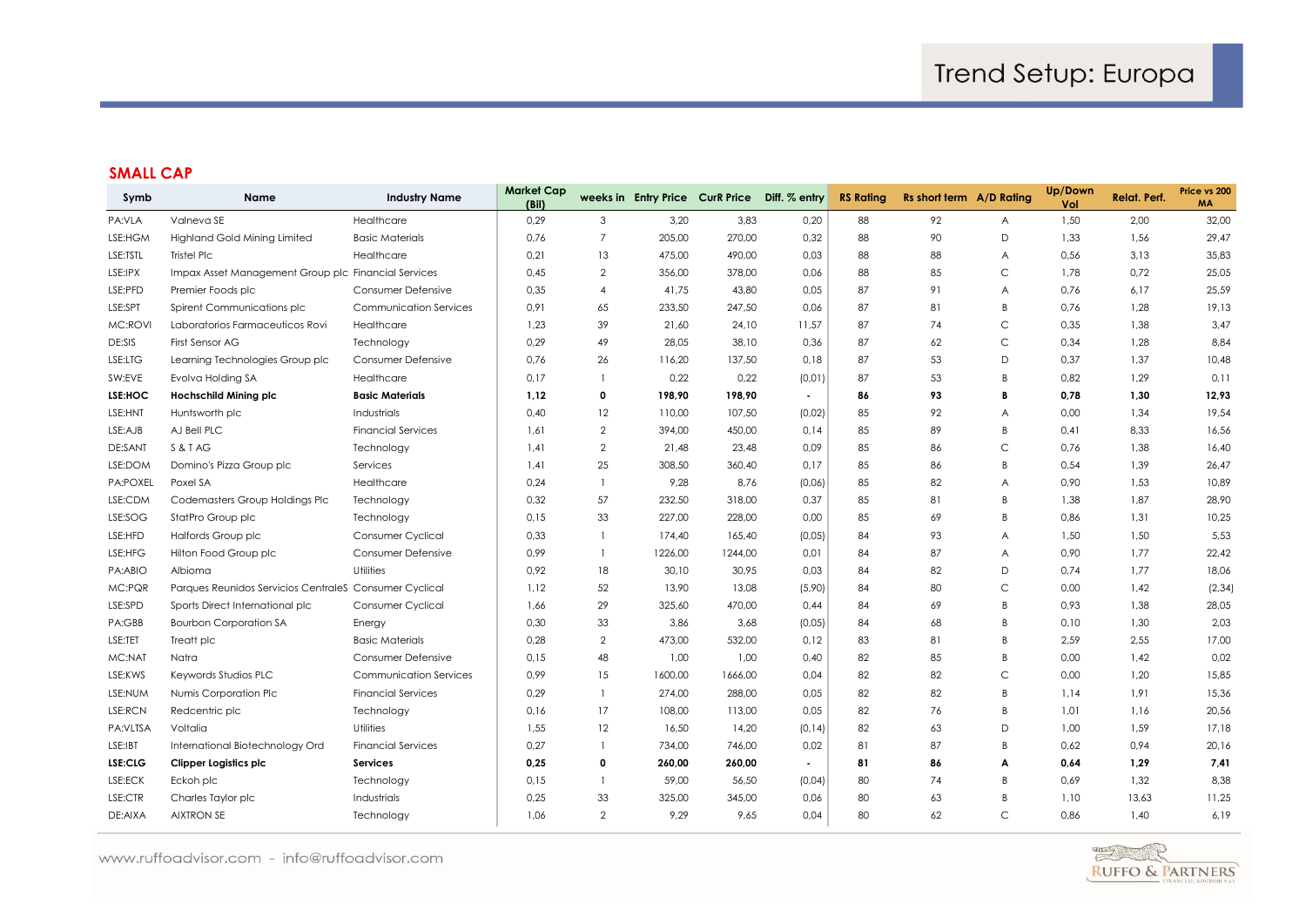# Trend Setup: Europa

## SMALL CAP

| Symb | Name | Industry Name | Market Cap (Bil) | weeks in | Entry Price | CurR Price | Diff. % entry | RS Rating | Rs short term | A/D Rating | Up/Down Vol | Relat. Perf. | Price vs 200 MA |
|---|---|---|---|---|---|---|---|---|---|---|---|---|---|
| PA:VLA | Valneva SE | Healthcare | 0,29 | 3 | 3,20 | 3,83 | 0,20 | 88 | 92 | A | 1,50 | 2,00 | 32,00 |
| LSE:HGM | Highland Gold Mining Limited | Basic Materials | 0,76 | 7 | 205,00 | 270,00 | 0,32 | 88 | 90 | D | 1,33 | 1,56 | 29,47 |
| LSE:TSTL | Tristel Plc | Healthcare | 0,21 | 13 | 475,00 | 490,00 | 0,03 | 88 | 88 | A | 0,56 | 3,13 | 35,83 |
| LSE:IPX | Impax Asset Management Group plc | Financial Services | 0,45 | 2 | 356,00 | 378,00 | 0,06 | 88 | 85 | C | 1,78 | 0,72 | 25,05 |
| LSE:PFD | Premier Foods plc | Consumer Defensive | 0,35 | 4 | 41,75 | 43,80 | 0,05 | 87 | 91 | A | 0,76 | 6,17 | 25,59 |
| LSE:SPT | Spirent Communications plc | Communication Services | 0,91 | 65 | 233,50 | 247,50 | 0,06 | 87 | 81 | B | 0,76 | 1,28 | 19,13 |
| MC:ROVI | Laboratorios Farmaceuticos Rovi | Healthcare | 1,23 | 39 | 21,60 | 24,10 | 11,57 | 87 | 74 | C | 0,35 | 1,38 | 3,47 |
| DE:SIS | First Sensor AG | Technology | 0,29 | 49 | 28,05 | 38,10 | 0,36 | 87 | 62 | C | 0,34 | 1,28 | 8,84 |
| LSE:LTG | Learning Technologies Group plc | Consumer Defensive | 0,76 | 26 | 116,20 | 137,50 | 0,18 | 87 | 53 | D | 0,37 | 1,37 | 10,48 |
| SW:EVE | Evolva Holding SA | Healthcare | 0,17 | 1 | 0,22 | 0,22 | (0,01) | 87 | 53 | B | 0,82 | 1,29 | 0,11 |
| **LSE:HOC** | **Hochschild Mining plc** | **Basic Materials** | **1,12** | **0** | **198,90** | **198,90** | **-** | **86** | **93** | **B** | **0,78** | **1,30** | **12,93** |
| LSE:HNT | Huntsworth plc | Industrials | 0,40 | 12 | 110,00 | 107,50 | (0,02) | 85 | 92 | A | 0,00 | 1,34 | 19,54 |
| LSE:AJB | AJ Bell PLC | Financial Services | 1,61 | 2 | 394,00 | 450,00 | 0,14 | 85 | 89 | B | 0,41 | 8,33 | 16,56 |
| DE:SANT | S & T AG | Technology | 1,41 | 2 | 21,48 | 23,48 | 0,09 | 85 | 86 | C | 0,76 | 1,38 | 16,40 |
| LSE:DOM | Domino's Pizza Group plc | Services | 1,41 | 25 | 308,50 | 360,40 | 0,17 | 85 | 86 | B | 0,54 | 1,39 | 26,47 |
| PA:POXEL | Poxel SA | Healthcare | 0,24 | 1 | 9,28 | 8,76 | (0,06) | 85 | 82 | A | 0,90 | 1,53 | 10,89 |
| LSE:CDM | Codemasters Group Holdings Plc | Technology | 0,32 | 57 | 232,50 | 318,00 | 0,37 | 85 | 81 | B | 1,38 | 1,87 | 28,90 |
| LSE:SOG | StatPro Group plc | Technology | 0,15 | 33 | 227,00 | 228,00 | 0,00 | 85 | 69 | B | 0,86 | 1,31 | 10,25 |
| LSE:HFD | Halfords Group plc | Consumer Cyclical | 0,33 | 1 | 174,40 | 165,40 | (0,05) | 84 | 93 | A | 1,50 | 1,50 | 5,53 |
| LSE:HFG | Hilton Food Group plc | Consumer Defensive | 0,99 | 1 | 1226,00 | 1244,00 | 0,01 | 84 | 87 | A | 0,90 | 1,77 | 22,42 |
| PA:ABIO | Albioma | Utilities | 0,92 | 18 | 30,10 | 30,95 | 0,03 | 84 | 82 | D | 0,74 | 1,77 | 18,06 |
| MC:PQR | Parques Reunidos Servicios CentraleS | Consumer Cyclical | 1,12 | 52 | 13,90 | 13,08 | (5,90) | 84 | 80 | C | 0,00 | 1,42 | (2,34) |
| LSE:SPD | Sports Direct International plc | Consumer Cyclical | 1,66 | 29 | 325,60 | 470,00 | 0,44 | 84 | 69 | B | 0,93 | 1,38 | 28,05 |
| PA:GBB | Bourbon Corporation SA | Energy | 0,30 | 33 | 3,86 | 3,68 | (0,05) | 84 | 68 | B | 0,10 | 1,30 | 2,03 |
| LSE:TET | Treatt plc | Basic Materials | 0,28 | 2 | 473,00 | 532,00 | 0,12 | 83 | 81 | B | 2,59 | 2,55 | 17,00 |
| MC:NAT | Natra | Consumer Defensive | 0,15 | 48 | 1,00 | 1,00 | 0,40 | 82 | 85 | B | 0,00 | 1,42 | 0,02 |
| LSE:KWS | Keywords Studios PLC | Communication Services | 0,99 | 15 | 1600,00 | 1666,00 | 0,04 | 82 | 82 | C | 0,00 | 1,20 | 15,85 |
| LSE:NUM | Numis Corporation Plc | Financial Services | 0,29 | 1 | 274,00 | 288,00 | 0,05 | 82 | 82 | B | 1,14 | 1,91 | 15,36 |
| LSE:RCN | Redcentric plc | Technology | 0,16 | 17 | 108,00 | 113,00 | 0,05 | 82 | 76 | B | 1,01 | 1,16 | 20,56 |
| PA:VLTSA | Voltalia | Utilities | 1,55 | 12 | 16,50 | 14,20 | (0,14) | 82 | 63 | D | 1,00 | 1,59 | 17,18 |
| LSE:IBT | International Biotechnology Ord | Financial Services | 0,27 | 1 | 734,00 | 746,00 | 0,02 | 81 | 87 | B | 0,62 | 0,94 | 20,16 |
| **LSE:CLG** | **Clipper Logistics plc** | **Services** | **0,25** | **0** | **260,00** | **260,00** | **-** | **81** | **86** | **A** | **0,64** | **1,29** | **7,41** |
| LSE:ECK | Eckoh plc | Technology | 0,15 | 1 | 59,00 | 56,50 | (0,04) | 80 | 74 | B | 0,69 | 1,32 | 8,38 |
| LSE:CTR | Charles Taylor plc | Industrials | 0,25 | 33 | 325,00 | 345,00 | 0,06 | 80 | 63 | B | 1,10 | 13,63 | 11,25 |
| DE:AIXA | AIXTRON SE | Technology | 1,06 | 2 | 9,29 | 9,65 | 0,04 | 80 | 62 | C | 0,86 | 1,40 | 6,19 |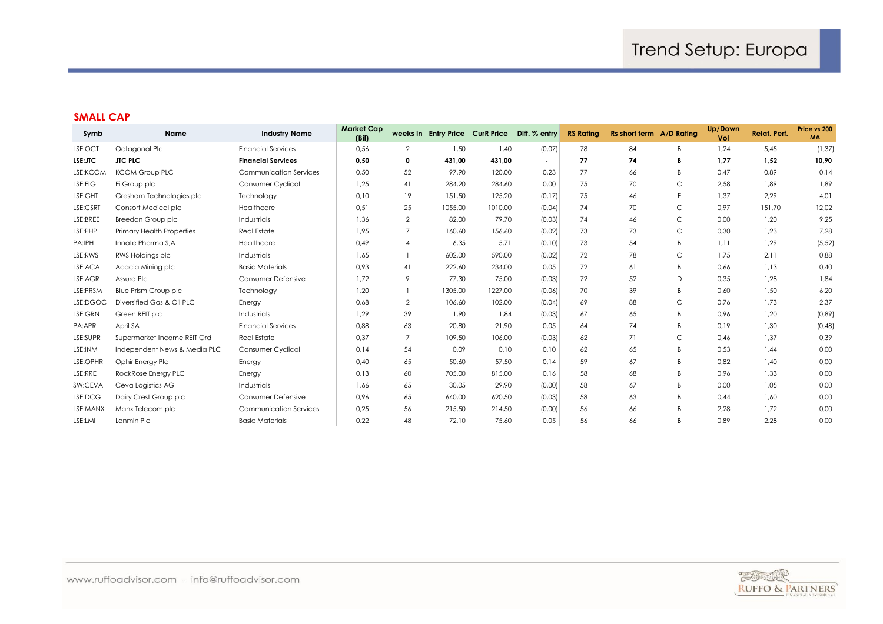# Trend Setup: Europa

## SMALL CAP

| Symb | Name | Industry Name | Market Cap (Bil) | weeks in | Entry Price | CurR Price | Diff. % entry | RS Rating | Rs short term | A/D Rating | Up/Down Vol | Relat. Perf. | Price vs 200 MA |
|---|---|---|---|---|---|---|---|---|---|---|---|---|---|
| LSE:OCT | Octagonal Plc | Financial Services | 0,56 | 2 | 1,50 | 1,40 | (0,07) | 78 | 84 | B | 1,24 | 5,45 | (1,37) |
| **LSE:JTC** | **JTC PLC** | **Financial Services** | **0,50** | **0** | **431,00** | **431,00** | **-** | **77** | **74** | **B** | **1,77** | **1,52** | **10,90** |
| LSE:KCOM | KCOM Group PLC | Communication Services | 0,50 | 52 | 97,90 | 120,00 | 0,23 | 77 | 66 | B | 0,47 | 0,89 | 0,14 |
| LSE:EIG | Ei Group plc | Consumer Cyclical | 1,25 | 41 | 284,20 | 284,60 | 0,00 | 75 | 70 | C | 2,58 | 1,89 | 1,89 |
| LSE:GHT | Gresham Technologies plc | Technology | 0,10 | 19 | 151,50 | 125,20 | (0,17) | 75 | 46 | E | 1,37 | 2,29 | 4,01 |
| LSE:CSRT | Consort Medical plc | Healthcare | 0,51 | 25 | 1055,00 | 1010,00 | (0,04) | 74 | 70 | C | 0,97 | 151,70 | 12,02 |
| LSE:BREE | Breedon Group plc | Industrials | 1,36 | 2 | 82,00 | 79,70 | (0,03) | 74 | 46 | C | 0,00 | 1,20 | 9,25 |
| LSE:PHP | Primary Health Properties | Real Estate | 1,95 | 7 | 160,60 | 156,60 | (0,02) | 73 | 73 | C | 0,30 | 1,23 | 7,28 |
| PA:IPH | Innate Pharma S,A | Healthcare | 0,49 | 4 | 6,35 | 5,71 | (0,10) | 73 | 54 | B | 1,11 | 1,29 | (5,52) |
| LSE:RWS | RWS Holdings plc | Industrials | 1,65 | 1 | 602,00 | 590,00 | (0,02) | 72 | 78 | C | 1,75 | 2,11 | 0,88 |
| LSE:ACA | Acacia Mining plc | Basic Materials | 0,93 | 41 | 222,60 | 234,00 | 0,05 | 72 | 61 | B | 0,66 | 1,13 | 0,40 |
| LSE:AGR | Assura Plc | Consumer Defensive | 1,72 | 9 | 77,30 | 75,00 | (0,03) | 72 | 52 | D | 0,35 | 1,28 | 1,84 |
| LSE:PRSM | Blue Prism Group plc | Technology | 1,20 | 1 | 1305,00 | 1227,00 | (0,06) | 70 | 39 | B | 0,60 | 1,50 | 6,20 |
| LSE:DGOC | Diversified Gas & Oil PLC | Energy | 0,68 | 2 | 106,60 | 102,00 | (0,04) | 69 | 88 | C | 0,76 | 1,73 | 2,37 |
| LSE:GRN | Green REIT plc | Industrials | 1,29 | 39 | 1,90 | 1,84 | (0,03) | 67 | 65 | B | 0,96 | 1,20 | (0,89) |
| PA:APR | April SA | Financial Services | 0,88 | 63 | 20,80 | 21,90 | 0,05 | 64 | 74 | B | 0,19 | 1,30 | (0,48) |
| LSE:SUPR | Supermarket Income REIT Ord | Real Estate | 0,37 | 7 | 109,50 | 106,00 | (0,03) | 62 | 71 | C | 0,46 | 1,37 | 0,39 |
| LSE:INM | Independent News & Media PLC | Consumer Cyclical | 0,14 | 54 | 0,09 | 0,10 | 0,10 | 62 | 65 | B | 0,53 | 1,44 | 0,00 |
| LSE:OPHR | Ophir Energy Plc | Energy | 0,40 | 65 | 50,60 | 57,50 | 0,14 | 59 | 67 | B | 0,82 | 1,40 | 0,00 |
| LSE:RRE | RockRose Energy PLC | Energy | 0,13 | 60 | 705,00 | 815,00 | 0,16 | 58 | 68 | B | 0,96 | 1,33 | 0,00 |
| SW:CEVA | Ceva Logistics AG | Industrials | 1,66 | 65 | 30,05 | 29,90 | (0,00) | 58 | 67 | B | 0,00 | 1,05 | 0,00 |
| LSE:DCG | Dairy Crest Group plc | Consumer Defensive | 0,96 | 65 | 640,00 | 620,50 | (0,03) | 58 | 63 | B | 0,44 | 1,60 | 0,00 |
| LSE:MANX | Manx Telecom plc | Communication Services | 0,25 | 56 | 215,50 | 214,50 | (0,00) | 56 | 66 | B | 2,28 | 1,72 | 0,00 |
| LSE:LMI | Lonmin Plc | Basic Materials | 0,22 | 48 | 72,10 | 75,60 | 0,05 | 56 | 66 | B | 0,89 | 2,28 | 0,00 |

www.ruffoadvisor.com - info@ruffoadvisor.com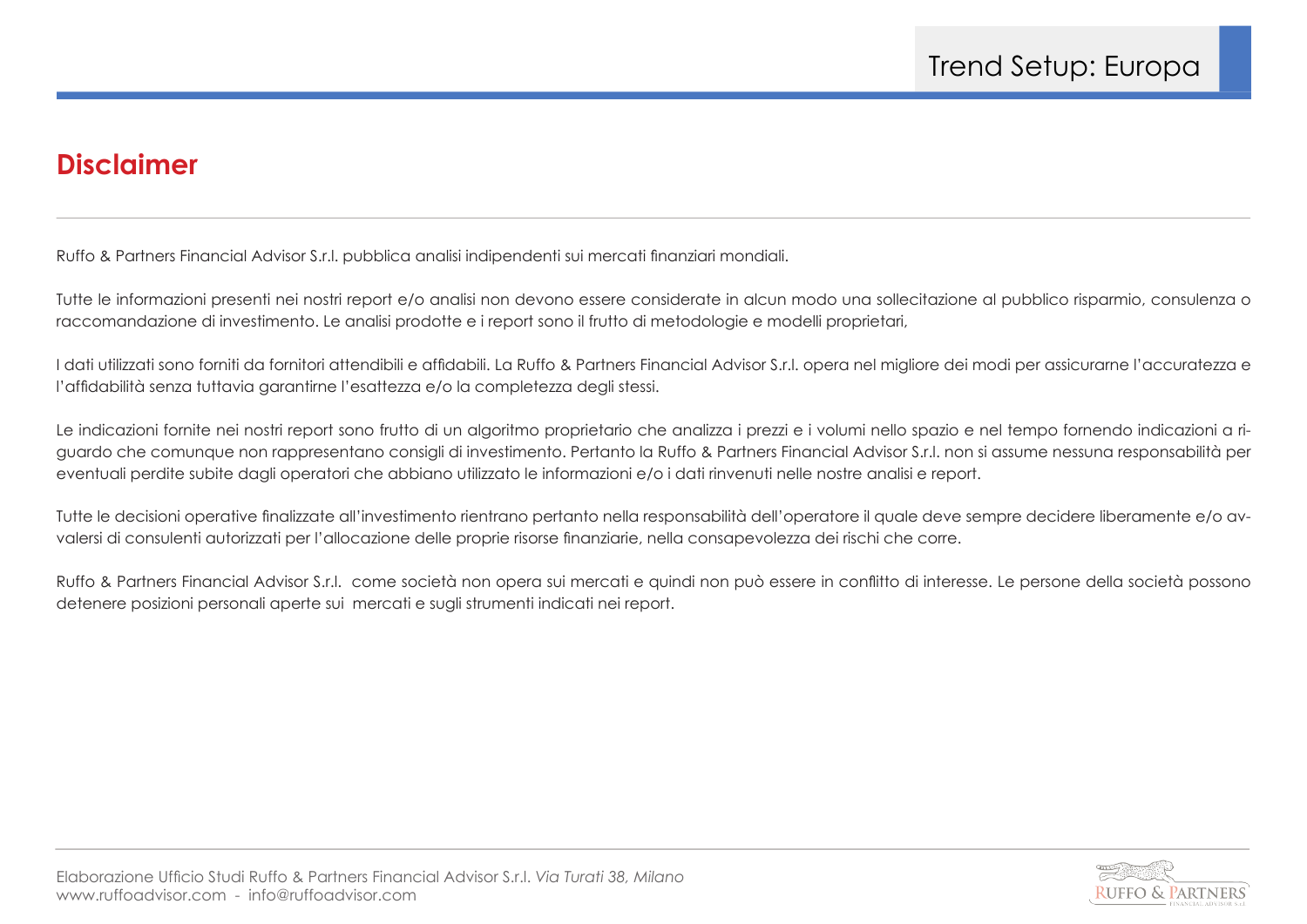## Disclaimer

Ruffo & Partners Financial Advisor S.r.l. pubblica analisi indipendenti sui mercati finanziari mondiali.

Tutte le informazioni presenti nei nostri report e/o analisi non devono essere considerate in alcun modo una sollecitazione al pubblico risparmio, consulenza o raccomandazione di investimento. Le analisi prodotte e i report sono il frutto di metodologie e modelli proprietari,

I dati utilizzati sono forniti da fornitori attendibili e affidabili. La Ruffo & Partners Financial Advisor S.r.l. opera nel migliore dei modi per assicurarne l'accuratezza e l'affidabilità senza tuttavia garantirne l'esattezza e/o la completezza degli stessi.

Le indicazioni fornite nei nostri report sono frutto di un algoritmo proprietario che analizza i prezzi e i volumi nello spazio e nel tempo fornendo indicazioni a riguardo che comunque non rappresentano consigli di investimento. Pertanto la Ruffo & Partners Financial Advisor S.r.l. non si assume nessuna responsabilità per eventuali perdite subite dagli operatori che abbiano utilizzato le informazioni e/o i dati rinvenuti nelle nostre analisi e report.

Tutte le decisioni operative finalizzate all'investimento rientrano pertanto nella responsabilità dell'operatore il quale deve sempre decidere liberamente e/o avvalersi di consulenti autorizzati per l'allocazione delle proprie risorse finanziarie, nella consapevolezza dei rischi che corre.

Ruffo & Partners Financial Advisor S.r.l. come società non opera sui mercati e quindi non può essere in conflitto di interesse. Le persone della società possono detenere posizioni personali aperte sui mercati e sugli strumenti indicati nei report.